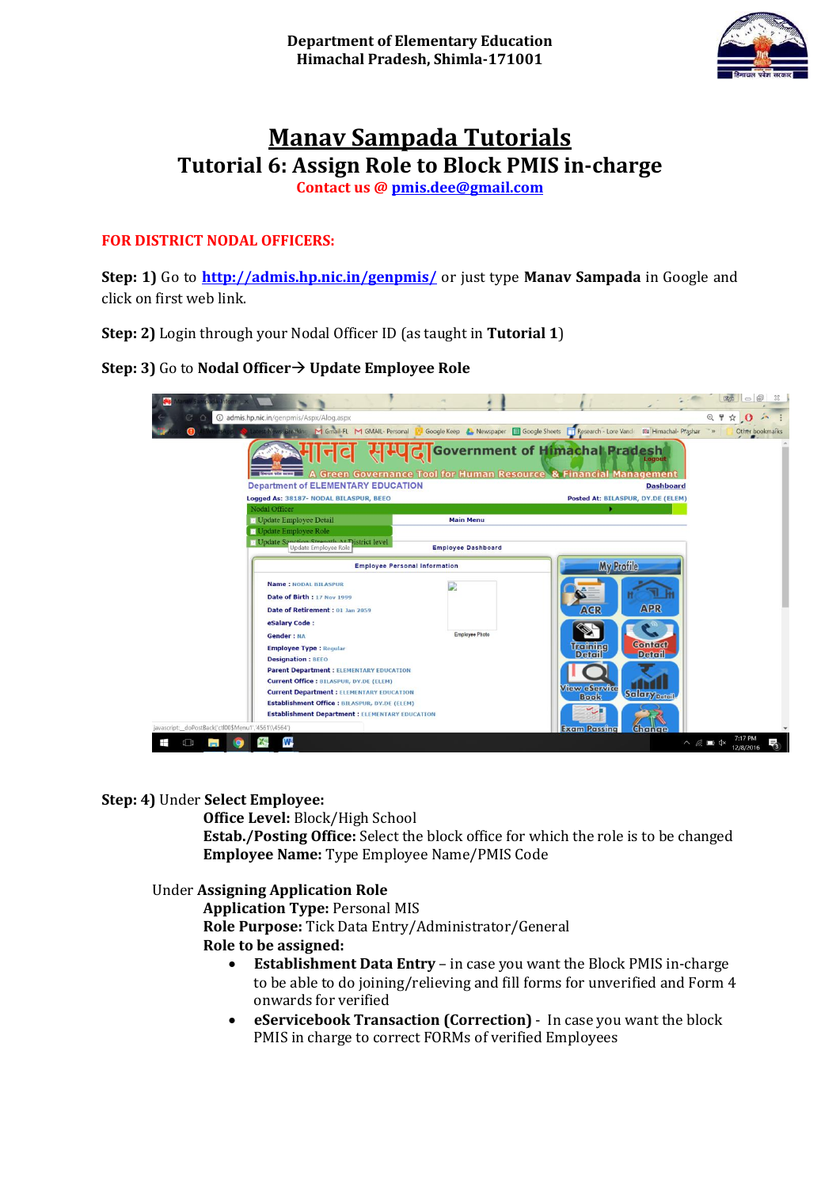Department of Elementary Education
Himachal Pradesh, Shimla-171001

# Manav Sampada Tutorials

## Tutorial 6: Assign Role to Block PMIS in-charge

**Contact us @ pmis.dee@gmail.com**

**FOR DISTRICT NODAL OFFICERS:**

**Step: 1)** Go to **http://admis.hp.nic.in/genpmis/** or just type **Manav Sampada** in Google and click on first web link.

**Step: 2)** Login through your Nodal Officer ID (as taught in **Tutorial 1**)

**Step: 3)** Go to **Nodal Officer→ Update Employee Role**

**Step: 4)** Under **Select Employee:**

- **Office Level:** Block/High School
- **Estab./Posting Office:** Select the block office for which the role is to be changed
- **Employee Name:** Type Employee Name/PMIS Code

Under **Assigning Application Role**

- **Application Type:** Personal MIS
- **Role Purpose:** Tick Data Entry/Administrator/General
- **Role to be assigned:**
  - **Establishment Data Entry** – in case you want the Block PMIS in-charge to be able to do joining/relieving and fill forms for unverified and Form 4 onwards for verified
  - **eServicebook Transaction (Correction)** - In case you want the block PMIS in charge to correct FORMs of verified Employees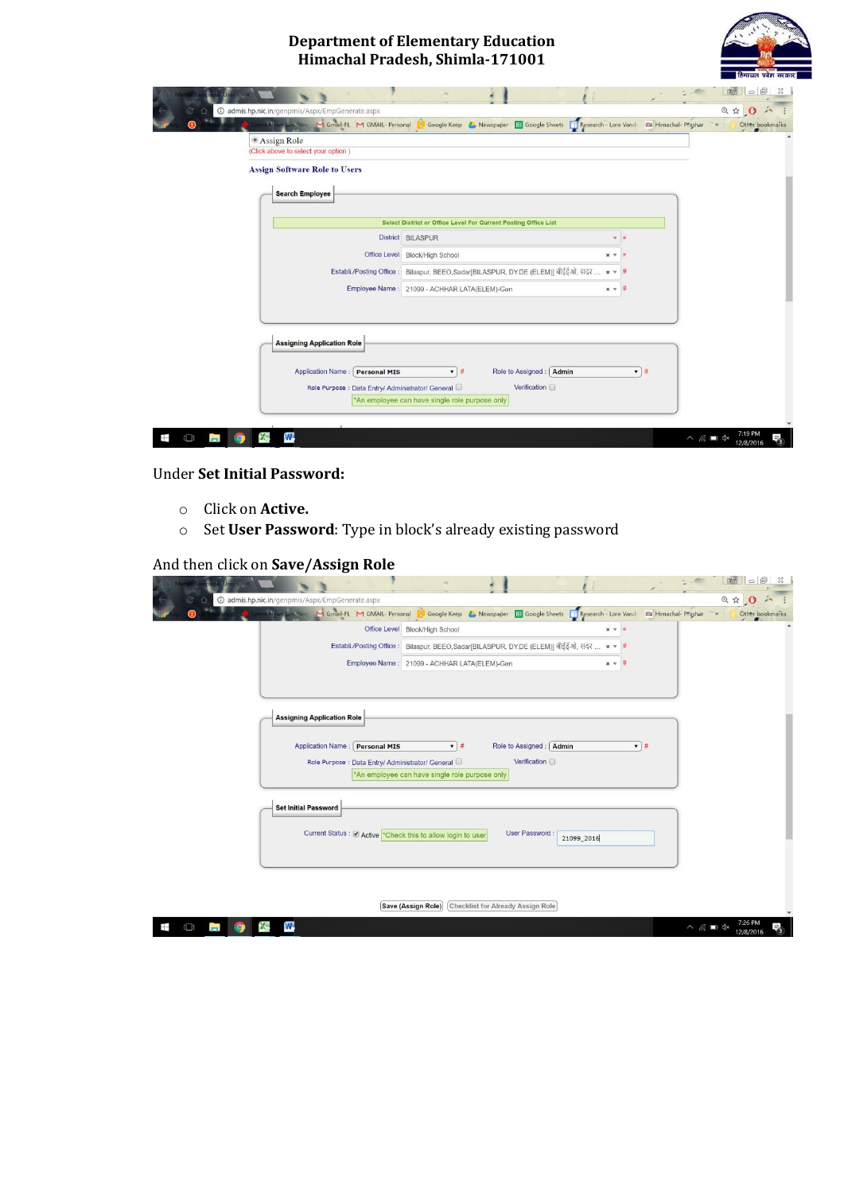Under **Set Initial Password:**

- Click on **Active.**
- Set **User Password**: Type in block's already existing password

And then click on **Save/Assign Role**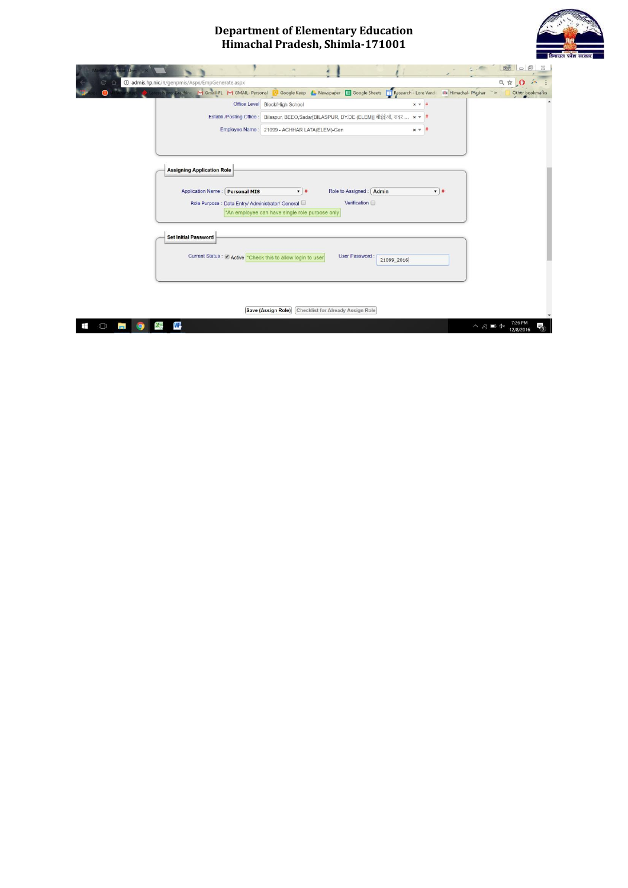# Department of Elementary Education
# Himachal Pradesh, Shimla-171001

admis.hp.nic.in/genpmis/Aspx/EmpGenerate.aspx

Office Level : Block/High School #

Establi./Posting Office : Bilaspur, BEEO,Sadar[BILASPUR, DY.DE (ELEM)] बीईईओ, सदर ... #

Employee Name : 21099 - ACHHAR LATA(ELEM)-Gen #

**Assigning Application Role**

Application Name : **Personal MIS** #

Role to Assigned : Admin #

Role Purpose : Data Entry/ Administrator/ General

Verification

*An employee can have single role purpose only

**Set Initial Password**

Current Status : Active *Check this to allow login to user

User Password : 21099_2016

Save (Assign Role) | Checklist for Already Assign Role

7:26 PM 12/8/2016